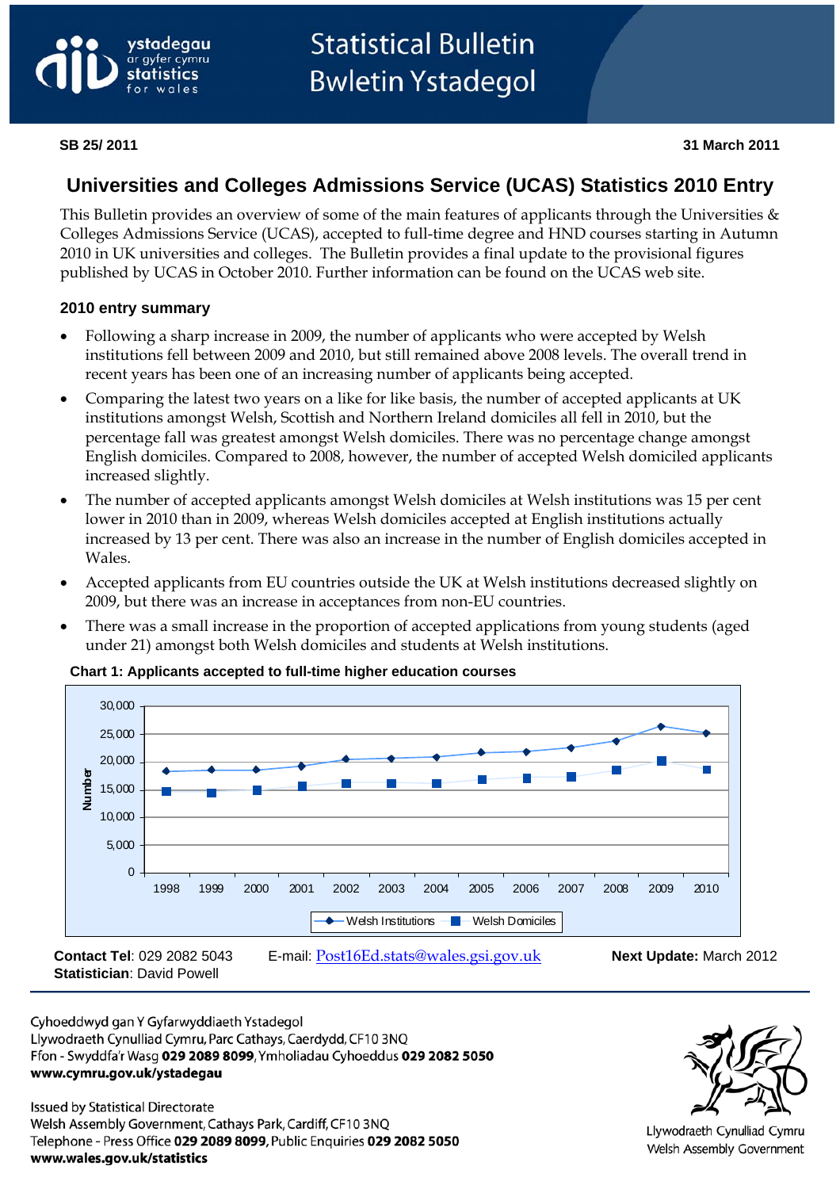# Statistical Bulletin
# Bwletin Ystadegol

ystadegau ar gyfer cymru
statistics for wales

**SB 25/ 2011** **31 March 2011**

## Universities and Colleges Admissions Service (UCAS) Statistics 2010 Entry

This Bulletin provides an overview of some of the main features of applicants through the Universities & Colleges Admissions Service (UCAS), accepted to full-time degree and HND courses starting in Autumn 2010 in UK universities and colleges. The Bulletin provides a final update to the provisional figures published by UCAS in October 2010. Further information can be found on the UCAS web site.

### 2010 entry summary

- Following a sharp increase in 2009, the number of applicants who were accepted by Welsh institutions fell between 2009 and 2010, but still remained above 2008 levels. The overall trend in recent years has been one of an increasing number of applicants being accepted.
- Comparing the latest two years on a like for like basis, the number of accepted applicants at UK institutions amongst Welsh, Scottish and Northern Ireland domiciles all fell in 2010, but the percentage fall was greatest amongst Welsh domiciles. There was no percentage change amongst English domiciles. Compared to 2008, however, the number of accepted Welsh domiciled applicants increased slightly.
- The number of accepted applicants amongst Welsh domiciles at Welsh institutions was 15 per cent lower in 2010 than in 2009, whereas Welsh domiciles accepted at English institutions actually increased by 13 per cent. There was also an increase in the number of English domiciles accepted in Wales.
- Accepted applicants from EU countries outside the UK at Welsh institutions decreased slightly on 2009, but there was an increase in acceptances from non-EU countries.
- There was a small increase in the proportion of accepted applications from young students (aged under 21) amongst both Welsh domiciles and students at Welsh institutions.

**Chart 1: Applicants accepted to full-time higher education courses**

(Line chart: Number, 0 to 30,000, years 1998–2010; series: Welsh Institutions, Welsh Domiciles)

**Contact Tel**: 029 2082 5043 E-mail: Post16Ed.stats@wales.gsi.gov.uk **Next Update:** March 2012
**Statistician**: David Powell

Cyhoeddwyd gan Y Gyfarwyddiaeth Ystadegol
Llywodraeth Cynulliad Cymru, Parc Cathays, Caerdydd, CF10 3NQ
Ffon - Swyddfa'r Wasg **029 2089 8099**, Ymholiadau Cyhoeddus **029 2082 5050**
**www.cymru.gov.uk/ystadegau**

Issued by Statistical Directorate
Welsh Assembly Government, Cathays Park, Cardiff, CF10 3NQ
Telephone - Press Office **029 2089 8099**, Public Enquiries **029 2082 5050**
**www.wales.gov.uk/statistics**

Llywodraeth Cynulliad Cymru
Welsh Assembly Government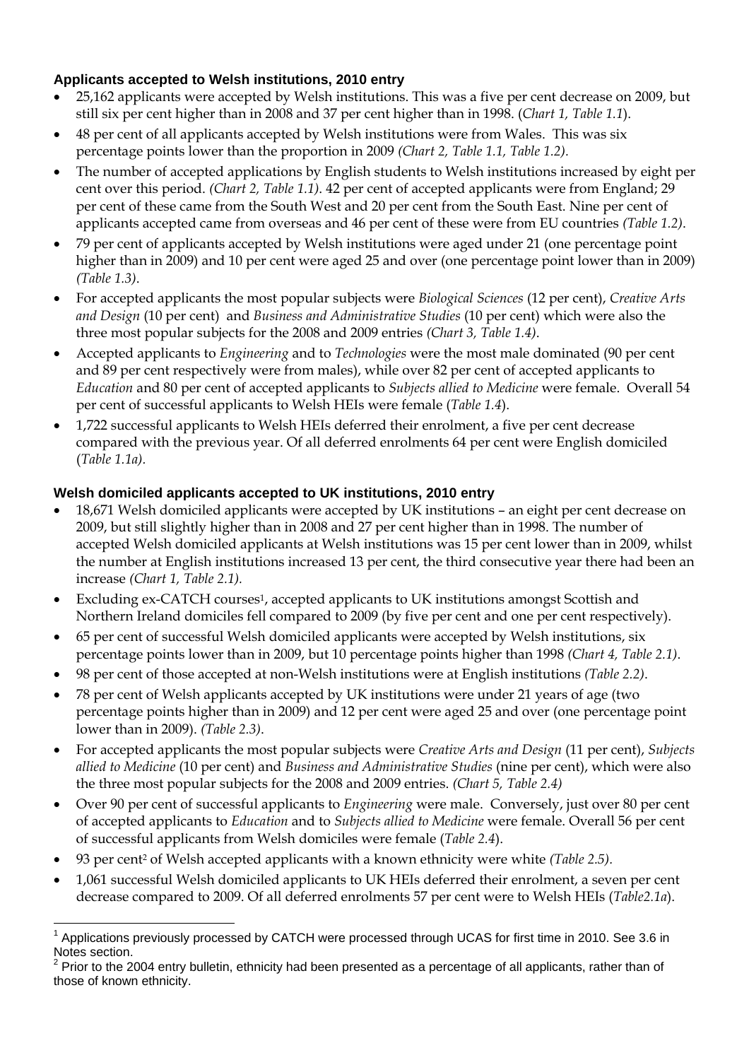### Applicants accepted to Welsh institutions, 2010 entry

- 25,162 applicants were accepted by Welsh institutions. This was a five per cent decrease on 2009, but still six per cent higher than in 2008 and 37 per cent higher than in 1998. (*Chart 1, Table 1.1*).
- 48 per cent of all applicants accepted by Welsh institutions were from Wales. This was six percentage points lower than the proportion in 2009 *(Chart 2, Table 1.1, Table 1.2)*.
- The number of accepted applications by English students to Welsh institutions increased by eight per cent over this period. *(Chart 2, Table 1.1)*. 42 per cent of accepted applicants were from England; 29 per cent of these came from the South West and 20 per cent from the South East. Nine per cent of applicants accepted came from overseas and 46 per cent of these were from EU countries *(Table 1.2)*.
- 79 per cent of applicants accepted by Welsh institutions were aged under 21 (one percentage point higher than in 2009) and 10 per cent were aged 25 and over (one percentage point lower than in 2009) *(Table 1.3)*.
- For accepted applicants the most popular subjects were *Biological Sciences* (12 per cent), *Creative Arts and Design* (10 per cent) and *Business and Administrative Studies* (10 per cent) which were also the three most popular subjects for the 2008 and 2009 entries *(Chart 3, Table 1.4)*.
- Accepted applicants to *Engineering* and to *Technologies* were the most male dominated (90 per cent and 89 per cent respectively were from males), while over 82 per cent of accepted applicants to *Education* and 80 per cent of accepted applicants to *Subjects allied to Medicine* were female. Overall 54 per cent of successful applicants to Welsh HEIs were female (*Table 1.4*).
- 1,722 successful applicants to Welsh HEIs deferred their enrolment, a five per cent decrease compared with the previous year. Of all deferred enrolments 64 per cent were English domiciled (*Table 1.1a)*.

### Welsh domiciled applicants accepted to UK institutions, 2010 entry

- 18,671 Welsh domiciled applicants were accepted by UK institutions – an eight per cent decrease on 2009, but still slightly higher than in 2008 and 27 per cent higher than in 1998. The number of accepted Welsh domiciled applicants at Welsh institutions was 15 per cent lower than in 2009, whilst the number at English institutions increased 13 per cent, the third consecutive year there had been an increase *(Chart 1, Table 2.1)*.
- Excluding ex-CATCH courses[1], accepted applicants to UK institutions amongst Scottish and Northern Ireland domiciles fell compared to 2009 (by five per cent and one per cent respectively).
- 65 per cent of successful Welsh domiciled applicants were accepted by Welsh institutions, six percentage points lower than in 2009, but 10 percentage points higher than 1998 *(Chart 4, Table 2.1)*.
- 98 per cent of those accepted at non-Welsh institutions were at English institutions *(Table 2.2)*.
- 78 per cent of Welsh applicants accepted by UK institutions were under 21 years of age (two percentage points higher than in 2009) and 12 per cent were aged 25 and over (one percentage point lower than in 2009). *(Table 2.3)*.
- For accepted applicants the most popular subjects were *Creative Arts and Design* (11 per cent), *Subjects allied to Medicine* (10 per cent) and *Business and Administrative Studies* (nine per cent), which were also the three most popular subjects for the 2008 and 2009 entries. *(Chart 5, Table 2.4)*
- Over 90 per cent of successful applicants to *Engineering* were male. Conversely, just over 80 per cent of accepted applicants to *Education* and to *Subjects allied to Medicine* were female. Overall 56 per cent of successful applicants from Welsh domiciles were female (*Table 2.4*).
- 93 per cent[2] of Welsh accepted applicants with a known ethnicity were white *(Table 2.5)*.
- 1,061 successful Welsh domiciled applicants to UK HEIs deferred their enrolment, a seven per cent decrease compared to 2009. Of all deferred enrolments 57 per cent were to Welsh HEIs (*Table2.1a*).

---

[1] Applications previously processed by CATCH were processed through UCAS for first time in 2010. See 3.6 in Notes section.

[2] Prior to the 2004 entry bulletin, ethnicity had been presented as a percentage of all applicants, rather than of those of known ethnicity.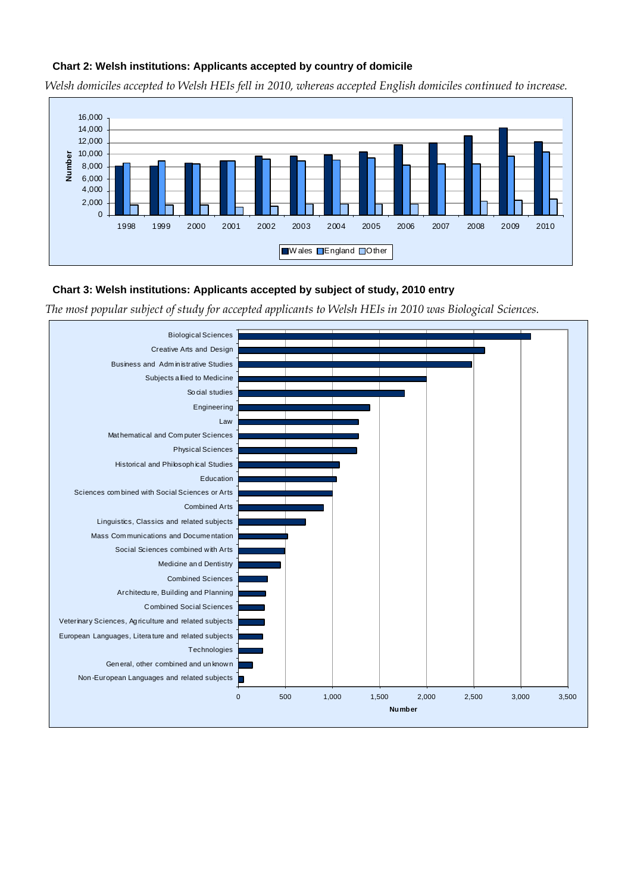**Chart 2: Welsh institutions: Applicants accepted by country of domicile**

*Welsh domiciles accepted to Welsh HEIs fell in 2010, whereas accepted English domiciles continued to increase.*

**Chart 3: Welsh institutions: Applicants accepted by subject of study, 2010 entry**

*The most popular subject of study for accepted applicants to Welsh HEIs in 2010 was Biological Sciences.*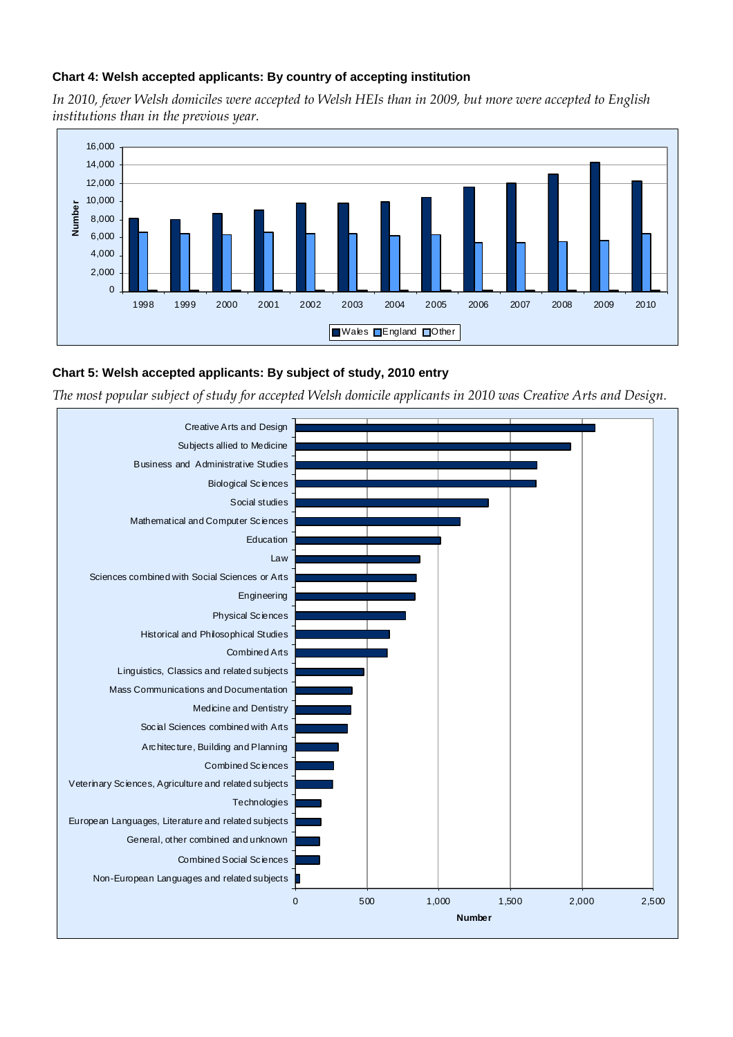**Chart 4: Welsh accepted applicants: By country of accepting institution**

*In 2010, fewer Welsh domiciles were accepted to Welsh HEIs than in 2009, but more were accepted to English institutions than in the previous year.*

**Chart 5: Welsh accepted applicants: By subject of study, 2010 entry**

*The most popular subject of study for accepted Welsh domicile applicants in 2010 was Creative Arts and Design.*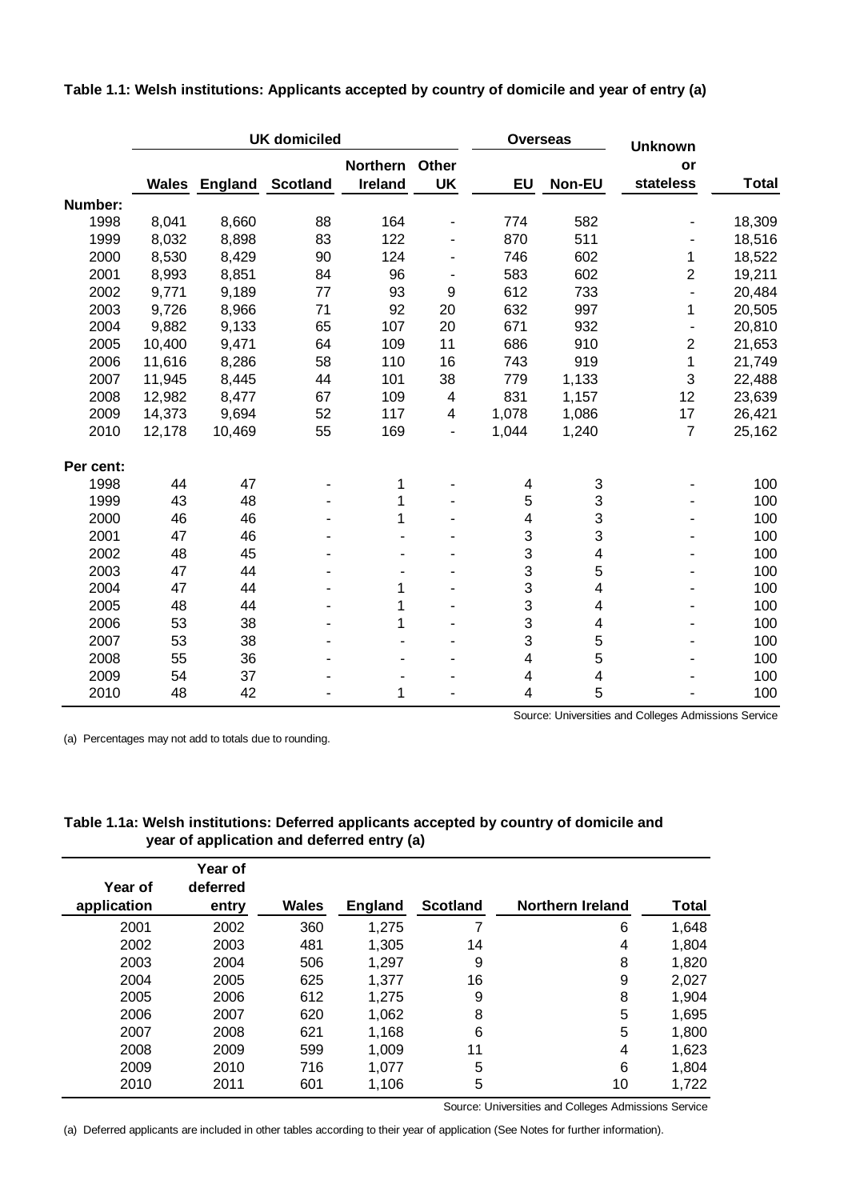**Table 1.1: Welsh institutions: Applicants accepted by country of domicile and year of entry (a)**

| | UK domiciled | | | | | Overseas | | Unknown | |
|---|---|---|---|---|---|---|---|---|---|
| | Wales | England | Scotland | Northern Ireland | Other UK | EU | Non-EU | or stateless | Total |
| **Number:** | | | | | | | | | |
| 1998 | 8,041 | 8,660 | 88 | 164 | - | 774 | 582 | - | 18,309 |
| 1999 | 8,032 | 8,898 | 83 | 122 | - | 870 | 511 | - | 18,516 |
| 2000 | 8,530 | 8,429 | 90 | 124 | - | 746 | 602 | 1 | 18,522 |
| 2001 | 8,993 | 8,851 | 84 | 96 | - | 583 | 602 | 2 | 19,211 |
| 2002 | 9,771 | 9,189 | 77 | 93 | 9 | 612 | 733 | - | 20,484 |
| 2003 | 9,726 | 8,966 | 71 | 92 | 20 | 632 | 997 | 1 | 20,505 |
| 2004 | 9,882 | 9,133 | 65 | 107 | 20 | 671 | 932 | - | 20,810 |
| 2005 | 10,400 | 9,471 | 64 | 109 | 11 | 686 | 910 | 2 | 21,653 |
| 2006 | 11,616 | 8,286 | 58 | 110 | 16 | 743 | 919 | 1 | 21,749 |
| 2007 | 11,945 | 8,445 | 44 | 101 | 38 | 779 | 1,133 | 3 | 22,488 |
| 2008 | 12,982 | 8,477 | 67 | 109 | 4 | 831 | 1,157 | 12 | 23,639 |
| 2009 | 14,373 | 9,694 | 52 | 117 | 4 | 1,078 | 1,086 | 17 | 26,421 |
| 2010 | 12,178 | 10,469 | 55 | 169 | - | 1,044 | 1,240 | 7 | 25,162 |
| **Per cent:** | | | | | | | | | |
| 1998 | 44 | 47 | - | 1 | - | 4 | 3 | - | 100 |
| 1999 | 43 | 48 | - | 1 | - | 5 | 3 | - | 100 |
| 2000 | 46 | 46 | - | 1 | - | 4 | 3 | - | 100 |
| 2001 | 47 | 46 | - | - | - | 3 | 3 | - | 100 |
| 2002 | 48 | 45 | - | - | - | 3 | 4 | - | 100 |
| 2003 | 47 | 44 | - | - | - | 3 | 5 | - | 100 |
| 2004 | 47 | 44 | - | 1 | - | 3 | 4 | - | 100 |
| 2005 | 48 | 44 | - | 1 | - | 3 | 4 | - | 100 |
| 2006 | 53 | 38 | - | 1 | - | 3 | 4 | - | 100 |
| 2007 | 53 | 38 | - | - | - | 3 | 5 | - | 100 |
| 2008 | 55 | 36 | - | - | - | 4 | 5 | - | 100 |
| 2009 | 54 | 37 | - | - | - | 4 | 4 | - | 100 |
| 2010 | 48 | 42 | - | 1 | - | 4 | 5 | - | 100 |

Source: Universities and Colleges Admissions Service

(a) Percentages may not add to totals due to rounding.

**Table 1.1a: Welsh institutions: Deferred applicants accepted by country of domicile and year of application and deferred entry (a)**

| Year of application | Year of deferred entry | Wales | England | Scotland | Northern Ireland | Total |
|---|---|---|---|---|---|---|
| 2001 | 2002 | 360 | 1,275 | 7 | 6 | 1,648 |
| 2002 | 2003 | 481 | 1,305 | 14 | 4 | 1,804 |
| 2003 | 2004 | 506 | 1,297 | 9 | 8 | 1,820 |
| 2004 | 2005 | 625 | 1,377 | 16 | 9 | 2,027 |
| 2005 | 2006 | 612 | 1,275 | 9 | 8 | 1,904 |
| 2006 | 2007 | 620 | 1,062 | 8 | 5 | 1,695 |
| 2007 | 2008 | 621 | 1,168 | 6 | 5 | 1,800 |
| 2008 | 2009 | 599 | 1,009 | 11 | 4 | 1,623 |
| 2009 | 2010 | 716 | 1,077 | 5 | 6 | 1,804 |
| 2010 | 2011 | 601 | 1,106 | 5 | 10 | 1,722 |

Source: Universities and Colleges Admissions Service

(a) Deferred applicants are included in other tables according to their year of application (See Notes for further information).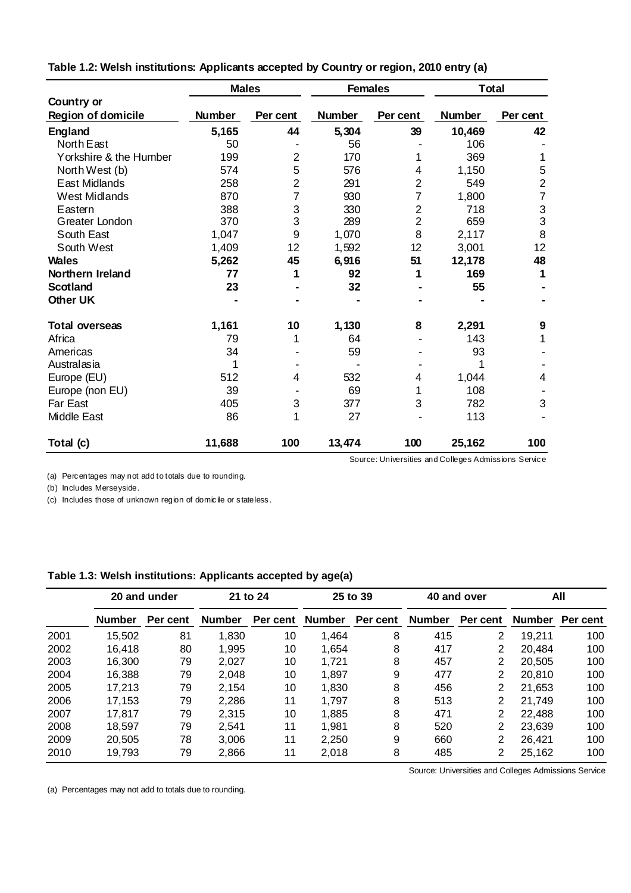**Table 1.2: Welsh institutions: Applicants accepted by Country or region, 2010 entry (a)**

| Country or Region of domicile | Males | | Females | | Total | |
|---|---|---|---|---|---|---|
| | Number | Per cent | Number | Per cent | Number | Per cent |
| **England** | **5,165** | **44** | **5,304** | **39** | **10,469** | **42** |
| North East | 50 | - | 56 | - | 106 | - |
| Yorkshire & the Humber | 199 | 2 | 170 | 1 | 369 | 1 |
| North West (b) | 574 | 5 | 576 | 4 | 1,150 | 5 |
| East Midlands | 258 | 2 | 291 | 2 | 549 | 2 |
| West Midlands | 870 | 7 | 930 | 7 | 1,800 | 7 |
| Eastern | 388 | 3 | 330 | 2 | 718 | 3 |
| Greater London | 370 | 3 | 289 | 2 | 659 | 3 |
| South East | 1,047 | 9 | 1,070 | 8 | 2,117 | 8 |
| South West | 1,409 | 12 | 1,592 | 12 | 3,001 | 12 |
| **Wales** | **5,262** | **45** | **6,916** | **51** | **12,178** | **48** |
| **Northern Ireland** | **77** | **1** | **92** | **1** | **169** | **1** |
| **Scotland** | **23** | **-** | **32** | **-** | **55** | **-** |
| **Other UK** | **-** | **-** | **-** | **-** | **-** | **-** |
| **Total overseas** | **1,161** | **10** | **1,130** | **8** | **2,291** | **9** |
| Africa | 79 | 1 | 64 | - | 143 | 1 |
| Americas | 34 | - | 59 | - | 93 | - |
| Australasia | 1 | - | - | - | 1 | - |
| Europe (EU) | 512 | 4 | 532 | 4 | 1,044 | 4 |
| Europe (non EU) | 39 | - | 69 | 1 | 108 | - |
| Far East | 405 | 3 | 377 | 3 | 782 | 3 |
| Middle East | 86 | 1 | 27 | - | 113 | - |
| **Total (c)** | **11,688** | **100** | **13,474** | **100** | **25,162** | **100** |

Source: Universities and Colleges Admissions Service

(a) Percentages may not add to totals due to rounding.

(b) Includes Merseyside.

(c) Includes those of unknown region of domicile or stateless.

**Table 1.3: Welsh institutions: Applicants accepted by age(a)**

| | 20 and under | | 21 to 24 | | 25 to 39 | | 40 and over | | All | |
|---|---|---|---|---|---|---|---|---|---|---|
| | Number | Per cent | Number | Per cent | Number | Per cent | Number | Per cent | Number | Per cent |
| 2001 | 15,502 | 81 | 1,830 | 10 | 1,464 | 8 | 415 | 2 | 19,211 | 100 |
| 2002 | 16,418 | 80 | 1,995 | 10 | 1,654 | 8 | 417 | 2 | 20,484 | 100 |
| 2003 | 16,300 | 79 | 2,027 | 10 | 1,721 | 8 | 457 | 2 | 20,505 | 100 |
| 2004 | 16,388 | 79 | 2,048 | 10 | 1,897 | 9 | 477 | 2 | 20,810 | 100 |
| 2005 | 17,213 | 79 | 2,154 | 10 | 1,830 | 8 | 456 | 2 | 21,653 | 100 |
| 2006 | 17,153 | 79 | 2,286 | 11 | 1,797 | 8 | 513 | 2 | 21,749 | 100 |
| 2007 | 17,817 | 79 | 2,315 | 10 | 1,885 | 8 | 471 | 2 | 22,488 | 100 |
| 2008 | 18,597 | 79 | 2,541 | 11 | 1,981 | 8 | 520 | 2 | 23,639 | 100 |
| 2009 | 20,505 | 78 | 3,006 | 11 | 2,250 | 9 | 660 | 2 | 26,421 | 100 |
| 2010 | 19,793 | 79 | 2,866 | 11 | 2,018 | 8 | 485 | 2 | 25,162 | 100 |

Source: Universities and Colleges Admissions Service

(a) Percentages may not add to totals due to rounding.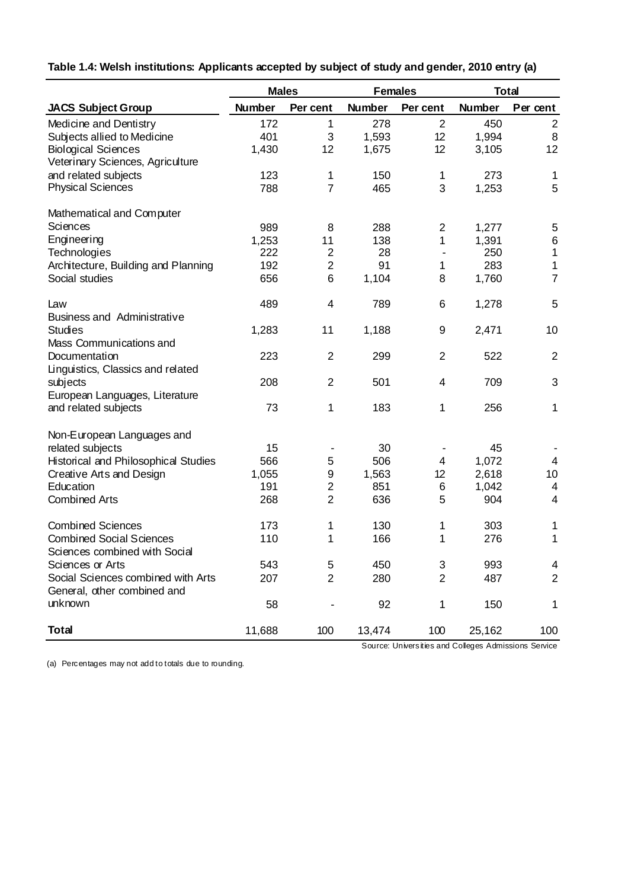**Table 1.4: Welsh institutions: Applicants accepted by subject of study and gender, 2010 entry (a)**

| | Males | | Females | | Total | |
|---|---|---|---|---|---|---|
| **JACS Subject Group** | **Number** | **Per cent** | **Number** | **Per cent** | **Number** | **Per cent** |
| Medicine and Dentistry | 172 | 1 | 278 | 2 | 450 | 2 |
| Subjects allied to Medicine | 401 | 3 | 1,593 | 12 | 1,994 | 8 |
| Biological Sciences | 1,430 | 12 | 1,675 | 12 | 3,105 | 12 |
| Veterinary Sciences, Agriculture and related subjects | 123 | 1 | 150 | 1 | 273 | 1 |
| Physical Sciences | 788 | 7 | 465 | 3 | 1,253 | 5 |
| Mathematical and Computer Sciences | 989 | 8 | 288 | 2 | 1,277 | 5 |
| Engineering | 1,253 | 11 | 138 | 1 | 1,391 | 6 |
| Technologies | 222 | 2 | 28 | - | 250 | 1 |
| Architecture, Building and Planning | 192 | 2 | 91 | 1 | 283 | 1 |
| Social studies | 656 | 6 | 1,104 | 8 | 1,760 | 7 |
| Law | 489 | 4 | 789 | 6 | 1,278 | 5 |
| Business and Administrative Studies | 1,283 | 11 | 1,188 | 9 | 2,471 | 10 |
| Mass Communications and Documentation | 223 | 2 | 299 | 2 | 522 | 2 |
| Linguistics, Classics and related subjects | 208 | 2 | 501 | 4 | 709 | 3 |
| European Languages, Literature and related subjects | 73 | 1 | 183 | 1 | 256 | 1 |
| Non-European Languages and related subjects | 15 | - | 30 | - | 45 | - |
| Historical and Philosophical Studies | 566 | 5 | 506 | 4 | 1,072 | 4 |
| Creative Arts and Design | 1,055 | 9 | 1,563 | 12 | 2,618 | 10 |
| Education | 191 | 2 | 851 | 6 | 1,042 | 4 |
| Combined Arts | 268 | 2 | 636 | 5 | 904 | 4 |
| Combined Sciences | 173 | 1 | 130 | 1 | 303 | 1 |
| Combined Social Sciences | 110 | 1 | 166 | 1 | 276 | 1 |
| Sciences combined with Social Sciences or Arts | 543 | 5 | 450 | 3 | 993 | 4 |
| Social Sciences combined with Arts | 207 | 2 | 280 | 2 | 487 | 2 |
| General, other combined and unknown | 58 | - | 92 | 1 | 150 | 1 |
| **Total** | 11,688 | 100 | 13,474 | 100 | 25,162 | 100 |

Source: Universities and Colleges Admissions Service

(a) Percentages may not add to totals due to rounding.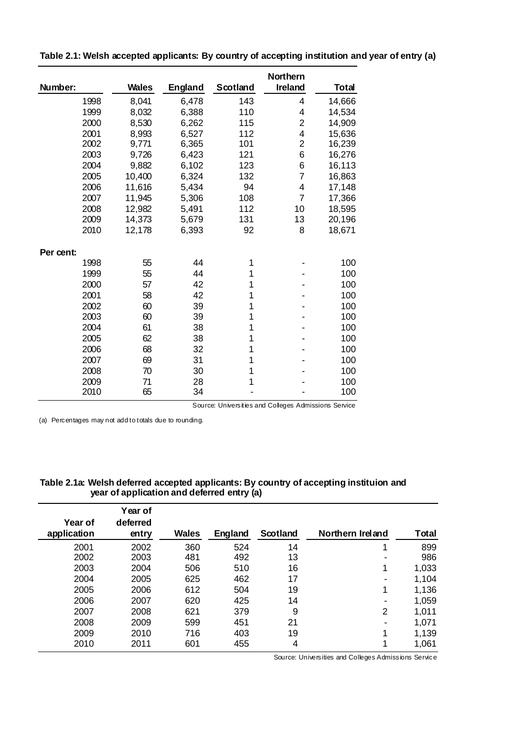**Table 2.1: Welsh accepted applicants: By country of accepting institution and year of entry (a)**

| Number: | Wales | England | Scotland | Northern Ireland | Total |
|---|---|---|---|---|---|
| 1998 | 8,041 | 6,478 | 143 | 4 | 14,666 |
| 1999 | 8,032 | 6,388 | 110 | 4 | 14,534 |
| 2000 | 8,530 | 6,262 | 115 | 2 | 14,909 |
| 2001 | 8,993 | 6,527 | 112 | 4 | 15,636 |
| 2002 | 9,771 | 6,365 | 101 | 2 | 16,239 |
| 2003 | 9,726 | 6,423 | 121 | 6 | 16,276 |
| 2004 | 9,882 | 6,102 | 123 | 6 | 16,113 |
| 2005 | 10,400 | 6,324 | 132 | 7 | 16,863 |
| 2006 | 11,616 | 5,434 | 94 | 4 | 17,148 |
| 2007 | 11,945 | 5,306 | 108 | 7 | 17,366 |
| 2008 | 12,982 | 5,491 | 112 | 10 | 18,595 |
| 2009 | 14,373 | 5,679 | 131 | 13 | 20,196 |
| 2010 | 12,178 | 6,393 | 92 | 8 | 18,671 |
| **Per cent:** | | | | | |
| 1998 | 55 | 44 | 1 | - | 100 |
| 1999 | 55 | 44 | 1 | - | 100 |
| 2000 | 57 | 42 | 1 | - | 100 |
| 2001 | 58 | 42 | 1 | - | 100 |
| 2002 | 60 | 39 | 1 | - | 100 |
| 2003 | 60 | 39 | 1 | - | 100 |
| 2004 | 61 | 38 | 1 | - | 100 |
| 2005 | 62 | 38 | 1 | - | 100 |
| 2006 | 68 | 32 | 1 | - | 100 |
| 2007 | 69 | 31 | 1 | - | 100 |
| 2008 | 70 | 30 | 1 | - | 100 |
| 2009 | 71 | 28 | 1 | - | 100 |
| 2010 | 65 | 34 | - | - | 100 |

Source: Universities and Colleges Admissions Service

(a) Percentages may not add to totals due to rounding.

**Table 2.1a: Welsh deferred accepted applicants: By country of accepting instituion and year of application and deferred entry (a)**

| Year of application | Year of deferred entry | Wales | England | Scotland | Northern Ireland | Total |
|---|---|---|---|---|---|---|
| 2001 | 2002 | 360 | 524 | 14 | 1 | 899 |
| 2002 | 2003 | 481 | 492 | 13 | - | 986 |
| 2003 | 2004 | 506 | 510 | 16 | 1 | 1,033 |
| 2004 | 2005 | 625 | 462 | 17 | - | 1,104 |
| 2005 | 2006 | 612 | 504 | 19 | 1 | 1,136 |
| 2006 | 2007 | 620 | 425 | 14 | - | 1,059 |
| 2007 | 2008 | 621 | 379 | 9 | 2 | 1,011 |
| 2008 | 2009 | 599 | 451 | 21 | - | 1,071 |
| 2009 | 2010 | 716 | 403 | 19 | 1 | 1,139 |
| 2010 | 2011 | 601 | 455 | 4 | 1 | 1,061 |

Source: Universities and Colleges Admissions Service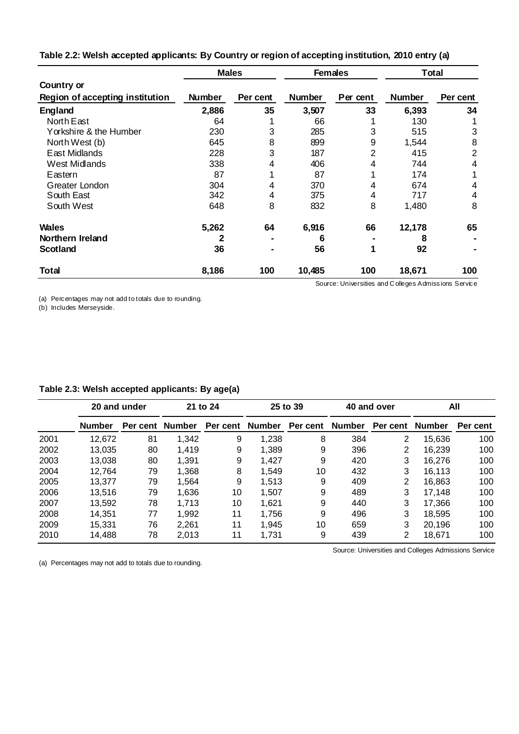**Table 2.2: Welsh accepted applicants: By Country or region of accepting institution, 2010 entry (a)**

| Country or Region of accepting institution | Males | | Females | | Total | |
|---|---|---|---|---|---|---|
| | Number | Per cent | Number | Per cent | Number | Per cent |
| **England** | **2,886** | **35** | **3,507** | **33** | **6,393** | **34** |
| North East | 64 | 1 | 66 | 1 | 130 | 1 |
| Yorkshire & the Humber | 230 | 3 | 285 | 3 | 515 | 3 |
| North West (b) | 645 | 8 | 899 | 9 | 1,544 | 8 |
| East Midlands | 228 | 3 | 187 | 2 | 415 | 2 |
| West Midlands | 338 | 4 | 406 | 4 | 744 | 4 |
| Eastern | 87 | 1 | 87 | 1 | 174 | 1 |
| Greater London | 304 | 4 | 370 | 4 | 674 | 4 |
| South East | 342 | 4 | 375 | 4 | 717 | 4 |
| South West | 648 | 8 | 832 | 8 | 1,480 | 8 |
| **Wales** | **5,262** | **64** | **6,916** | **66** | **12,178** | **65** |
| **Northern Ireland** | **2** | **-** | **6** | **-** | **8** | **-** |
| **Scotland** | **36** | **-** | **56** | **1** | **92** | **-** |
| **Total** | **8,186** | **100** | **10,485** | **100** | **18,671** | **100** |

Source: Universities and Colleges Admissions Service

(a) Percentages may not add to totals due to rounding.
(b) Includes Merseyside.

**Table 2.3: Welsh accepted applicants: By age(a)**

| | 20 and under | | 21 to 24 | | 25 to 39 | | 40 and over | | All | |
|---|---|---|---|---|---|---|---|---|---|---|
| | Number | Per cent | Number | Per cent | Number | Per cent | Number | Per cent | Number | Per cent |
| 2001 | 12,672 | 81 | 1,342 | 9 | 1,238 | 8 | 384 | 2 | 15,636 | 100 |
| 2002 | 13,035 | 80 | 1,419 | 9 | 1,389 | 9 | 396 | 2 | 16,239 | 100 |
| 2003 | 13,038 | 80 | 1,391 | 9 | 1,427 | 9 | 420 | 3 | 16,276 | 100 |
| 2004 | 12,764 | 79 | 1,368 | 8 | 1,549 | 10 | 432 | 3 | 16,113 | 100 |
| 2005 | 13,377 | 79 | 1,564 | 9 | 1,513 | 9 | 409 | 2 | 16,863 | 100 |
| 2006 | 13,516 | 79 | 1,636 | 10 | 1,507 | 9 | 489 | 3 | 17,148 | 100 |
| 2007 | 13,592 | 78 | 1,713 | 10 | 1,621 | 9 | 440 | 3 | 17,366 | 100 |
| 2008 | 14,351 | 77 | 1,992 | 11 | 1,756 | 9 | 496 | 3 | 18,595 | 100 |
| 2009 | 15,331 | 76 | 2,261 | 11 | 1,945 | 10 | 659 | 3 | 20,196 | 100 |
| 2010 | 14,488 | 78 | 2,013 | 11 | 1,731 | 9 | 439 | 2 | 18,671 | 100 |

Source: Universities and Colleges Admissions Service

(a) Percentages may not add to totals due to rounding.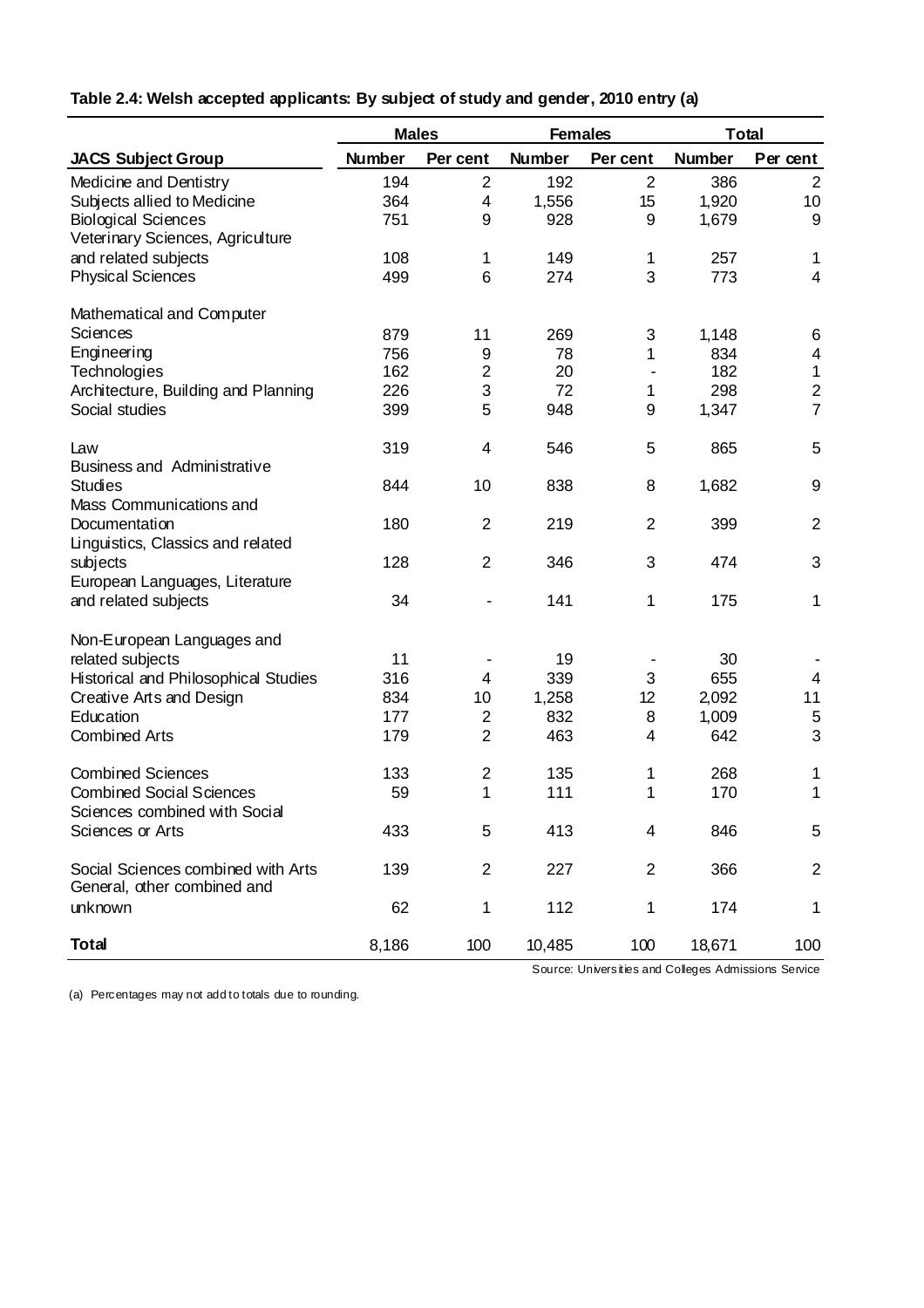**Table 2.4: Welsh accepted applicants: By subject of study and gender, 2010 entry (a)**

| | Males | | Females | | Total | |
|---|---|---|---|---|---|---|
| **JACS Subject Group** | **Number** | **Per cent** | **Number** | **Per cent** | **Number** | **Per cent** |
| Medicine and Dentistry | 194 | 2 | 192 | 2 | 386 | 2 |
| Subjects allied to Medicine | 364 | 4 | 1,556 | 15 | 1,920 | 10 |
| Biological Sciences | 751 | 9 | 928 | 9 | 1,679 | 9 |
| Veterinary Sciences, Agriculture and related subjects | 108 | 1 | 149 | 1 | 257 | 1 |
| Physical Sciences | 499 | 6 | 274 | 3 | 773 | 4 |
| Mathematical and Computer Sciences | 879 | 11 | 269 | 3 | 1,148 | 6 |
| Engineering | 756 | 9 | 78 | 1 | 834 | 4 |
| Technologies | 162 | 2 | 20 | - | 182 | 1 |
| Architecture, Building and Planning | 226 | 3 | 72 | 1 | 298 | 2 |
| Social studies | 399 | 5 | 948 | 9 | 1,347 | 7 |
| Law | 319 | 4 | 546 | 5 | 865 | 5 |
| Business and Administrative Studies | 844 | 10 | 838 | 8 | 1,682 | 9 |
| Mass Communications and Documentation | 180 | 2 | 219 | 2 | 399 | 2 |
| Linguistics, Classics and related subjects | 128 | 2 | 346 | 3 | 474 | 3 |
| European Languages, Literature and related subjects | 34 | - | 141 | 1 | 175 | 1 |
| Non-European Languages and related subjects | 11 | - | 19 | - | 30 | - |
| Historical and Philosophical Studies | 316 | 4 | 339 | 3 | 655 | 4 |
| Creative Arts and Design | 834 | 10 | 1,258 | 12 | 2,092 | 11 |
| Education | 177 | 2 | 832 | 8 | 1,009 | 5 |
| Combined Arts | 179 | 2 | 463 | 4 | 642 | 3 |
| Combined Sciences | 133 | 2 | 135 | 1 | 268 | 1 |
| Combined Social Sciences | 59 | 1 | 111 | 1 | 170 | 1 |
| Sciences combined with Social Sciences or Arts | 433 | 5 | 413 | 4 | 846 | 5 |
| Social Sciences combined with Arts | 139 | 2 | 227 | 2 | 366 | 2 |
| General, other combined and unknown | 62 | 1 | 112 | 1 | 174 | 1 |
| **Total** | 8,186 | 100 | 10,485 | 100 | 18,671 | 100 |

Source: Universities and Colleges Admissions Service

(a) Percentages may not add to totals due to rounding.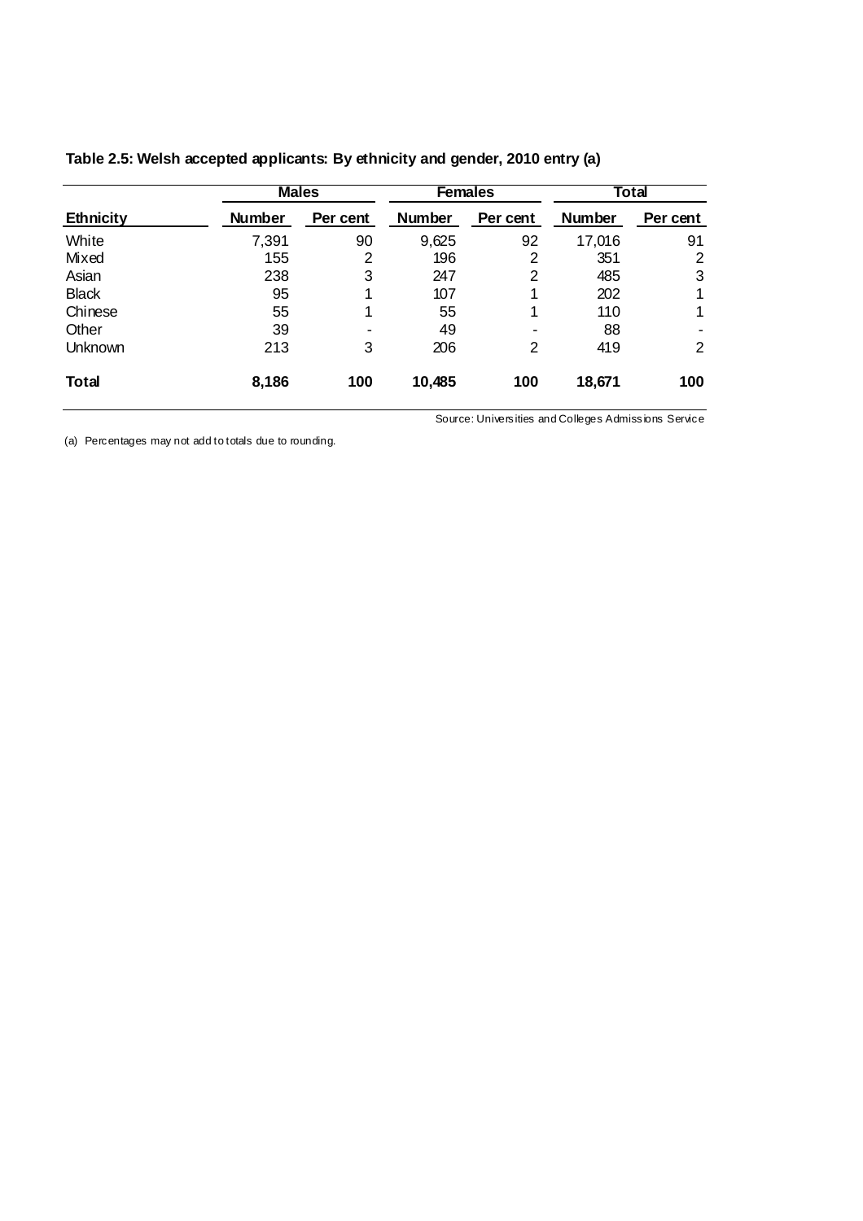**Table 2.5: Welsh accepted applicants: By ethnicity and gender, 2010 entry (a)**

| | Males | | Females | | Total | |
|---|---|---|---|---|---|---|
| **Ethnicity** | **Number** | **Per cent** | **Number** | **Per cent** | **Number** | **Per cent** |
| White | 7,391 | 90 | 9,625 | 92 | 17,016 | 91 |
| Mixed | 155 | 2 | 196 | 2 | 351 | 2 |
| Asian | 238 | 3 | 247 | 2 | 485 | 3 |
| Black | 95 | 1 | 107 | 1 | 202 | 1 |
| Chinese | 55 | 1 | 55 | 1 | 110 | 1 |
| Other | 39 | - | 49 | - | 88 | - |
| Unknown | 213 | 3 | 206 | 2 | 419 | 2 |
| **Total** | **8,186** | **100** | **10,485** | **100** | **18,671** | **100** |

Source: Universities and Colleges Admissions Service

(a) Percentages may not add to totals due to rounding.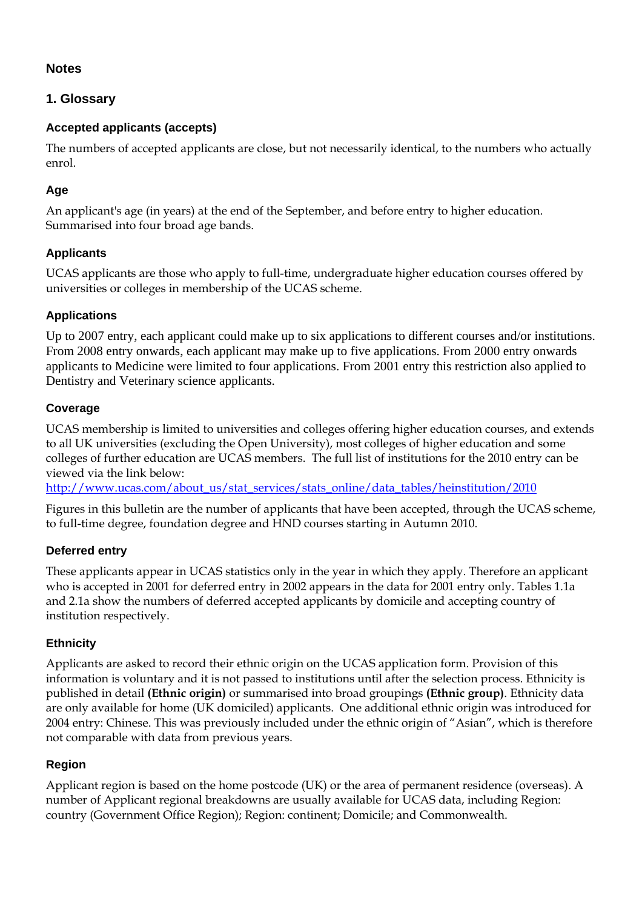## Notes

### 1. Glossary

#### Accepted applicants (accepts)

The numbers of accepted applicants are close, but not necessarily identical, to the numbers who actually enrol.

#### Age

An applicant's age (in years) at the end of the September, and before entry to higher education. Summarised into four broad age bands.

#### Applicants

UCAS applicants are those who apply to full-time, undergraduate higher education courses offered by universities or colleges in membership of the UCAS scheme.

#### Applications

Up to 2007 entry, each applicant could make up to six applications to different courses and/or institutions. From 2008 entry onwards, each applicant may make up to five applications. From 2000 entry onwards applicants to Medicine were limited to four applications. From 2001 entry this restriction also applied to Dentistry and Veterinary science applicants.

#### Coverage

UCAS membership is limited to universities and colleges offering higher education courses, and extends to all UK universities (excluding the Open University), most colleges of higher education and some colleges of further education are UCAS members. The full list of institutions for the 2010 entry can be viewed via the link below:
http://www.ucas.com/about_us/stat_services/stats_online/data_tables/heinstitution/2010

Figures in this bulletin are the number of applicants that have been accepted, through the UCAS scheme, to full-time degree, foundation degree and HND courses starting in Autumn 2010.

#### Deferred entry

These applicants appear in UCAS statistics only in the year in which they apply. Therefore an applicant who is accepted in 2001 for deferred entry in 2002 appears in the data for 2001 entry only. Tables 1.1a and 2.1a show the numbers of deferred accepted applicants by domicile and accepting country of institution respectively.

#### Ethnicity

Applicants are asked to record their ethnic origin on the UCAS application form. Provision of this information is voluntary and it is not passed to institutions until after the selection process. Ethnicity is published in detail **(Ethnic origin)** or summarised into broad groupings **(Ethnic group)**. Ethnicity data are only available for home (UK domiciled) applicants. One additional ethnic origin was introduced for 2004 entry: Chinese. This was previously included under the ethnic origin of "Asian", which is therefore not comparable with data from previous years.

#### Region

Applicant region is based on the home postcode (UK) or the area of permanent residence (overseas). A number of Applicant regional breakdowns are usually available for UCAS data, including Region: country (Government Office Region); Region: continent; Domicile; and Commonwealth.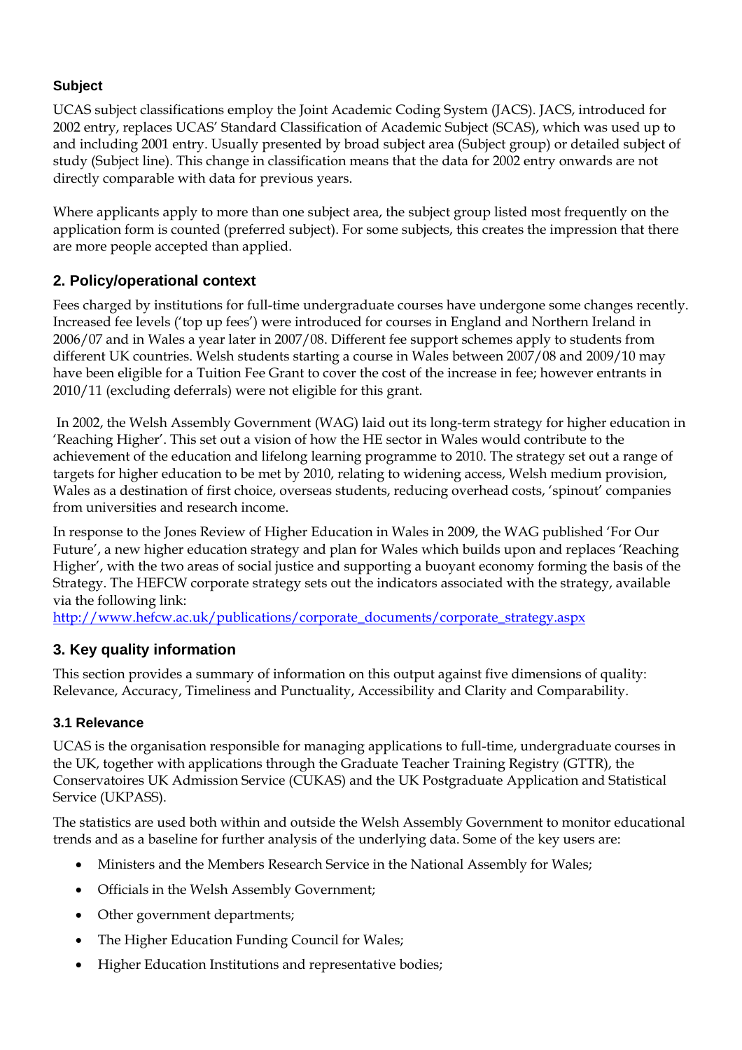### Subject

UCAS subject classifications employ the Joint Academic Coding System (JACS). JACS, introduced for 2002 entry, replaces UCAS' Standard Classification of Academic Subject (SCAS), which was used up to and including 2001 entry. Usually presented by broad subject area (Subject group) or detailed subject of study (Subject line). This change in classification means that the data for 2002 entry onwards are not directly comparable with data for previous years.

Where applicants apply to more than one subject area, the subject group listed most frequently on the application form is counted (preferred subject). For some subjects, this creates the impression that there are more people accepted than applied.

## 2. Policy/operational context

Fees charged by institutions for full-time undergraduate courses have undergone some changes recently. Increased fee levels ('top up fees') were introduced for courses in England and Northern Ireland in 2006/07 and in Wales a year later in 2007/08. Different fee support schemes apply to students from different UK countries. Welsh students starting a course in Wales between 2007/08 and 2009/10 may have been eligible for a Tuition Fee Grant to cover the cost of the increase in fee; however entrants in 2010/11 (excluding deferrals) were not eligible for this grant.

In 2002, the Welsh Assembly Government (WAG) laid out its long-term strategy for higher education in 'Reaching Higher'. This set out a vision of how the HE sector in Wales would contribute to the achievement of the education and lifelong learning programme to 2010. The strategy set out a range of targets for higher education to be met by 2010, relating to widening access, Welsh medium provision, Wales as a destination of first choice, overseas students, reducing overhead costs, 'spinout' companies from universities and research income.

In response to the Jones Review of Higher Education in Wales in 2009, the WAG published 'For Our Future', a new higher education strategy and plan for Wales which builds upon and replaces 'Reaching Higher', with the two areas of social justice and supporting a buoyant economy forming the basis of the Strategy. The HEFCW corporate strategy sets out the indicators associated with the strategy, available via the following link:
http://www.hefcw.ac.uk/publications/corporate_documents/corporate_strategy.aspx

## 3. Key quality information

This section provides a summary of information on this output against five dimensions of quality: Relevance, Accuracy, Timeliness and Punctuality, Accessibility and Clarity and Comparability.

### 3.1 Relevance

UCAS is the organisation responsible for managing applications to full-time, undergraduate courses in the UK, together with applications through the Graduate Teacher Training Registry (GTTR), the Conservatoires UK Admission Service (CUKAS) and the UK Postgraduate Application and Statistical Service (UKPASS).

The statistics are used both within and outside the Welsh Assembly Government to monitor educational trends and as a baseline for further analysis of the underlying data. Some of the key users are:

- Ministers and the Members Research Service in the National Assembly for Wales;
- Officials in the Welsh Assembly Government;
- Other government departments;
- The Higher Education Funding Council for Wales;
- Higher Education Institutions and representative bodies;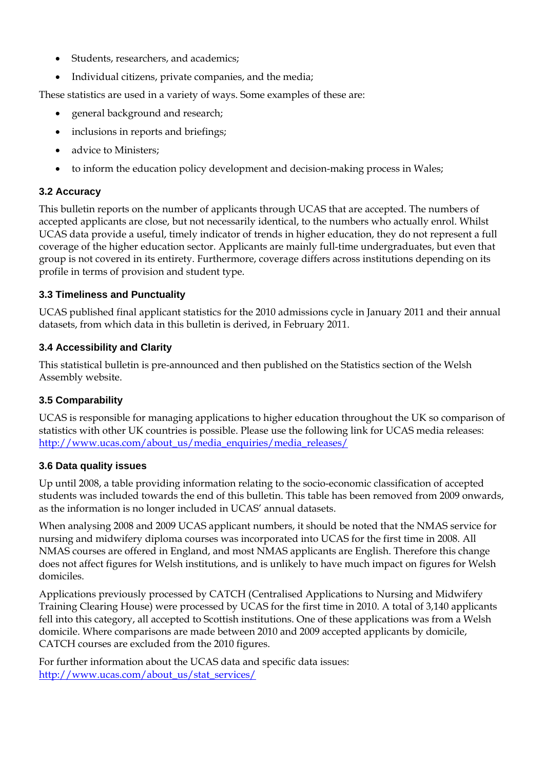- Students, researchers, and academics;
- Individual citizens, private companies, and the media;

These statistics are used in a variety of ways. Some examples of these are:

- general background and research;
- inclusions in reports and briefings;
- advice to Ministers;
- to inform the education policy development and decision-making process in Wales;

### 3.2 Accuracy

This bulletin reports on the number of applicants through UCAS that are accepted. The numbers of accepted applicants are close, but not necessarily identical, to the numbers who actually enrol. Whilst UCAS data provide a useful, timely indicator of trends in higher education, they do not represent a full coverage of the higher education sector. Applicants are mainly full-time undergraduates, but even that group is not covered in its entirety. Furthermore, coverage differs across institutions depending on its profile in terms of provision and student type.

### 3.3 Timeliness and Punctuality

UCAS published final applicant statistics for the 2010 admissions cycle in January 2011 and their annual datasets, from which data in this bulletin is derived, in February 2011.

### 3.4 Accessibility and Clarity

This statistical bulletin is pre-announced and then published on the Statistics section of the Welsh Assembly website.

### 3.5 Comparability

UCAS is responsible for managing applications to higher education throughout the UK so comparison of statistics with other UK countries is possible. Please use the following link for UCAS media releases: [http://www.ucas.com/about_us/media_enquiries/media_releases/](http://www.ucas.com/about_us/media_enquiries/media_releases/)

### 3.6 Data quality issues

Up until 2008, a table providing information relating to the socio-economic classification of accepted students was included towards the end of this bulletin. This table has been removed from 2009 onwards, as the information is no longer included in UCAS' annual datasets.

When analysing 2008 and 2009 UCAS applicant numbers, it should be noted that the NMAS service for nursing and midwifery diploma courses was incorporated into UCAS for the first time in 2008. All NMAS courses are offered in England, and most NMAS applicants are English. Therefore this change does not affect figures for Welsh institutions, and is unlikely to have much impact on figures for Welsh domiciles.

Applications previously processed by CATCH (Centralised Applications to Nursing and Midwifery Training Clearing House) were processed by UCAS for the first time in 2010. A total of 3,140 applicants fell into this category, all accepted to Scottish institutions. One of these applications was from a Welsh domicile. Where comparisons are made between 2010 and 2009 accepted applicants by domicile, CATCH courses are excluded from the 2010 figures.

For further information about the UCAS data and specific data issues: [http://www.ucas.com/about_us/stat_services/](http://www.ucas.com/about_us/stat_services/)